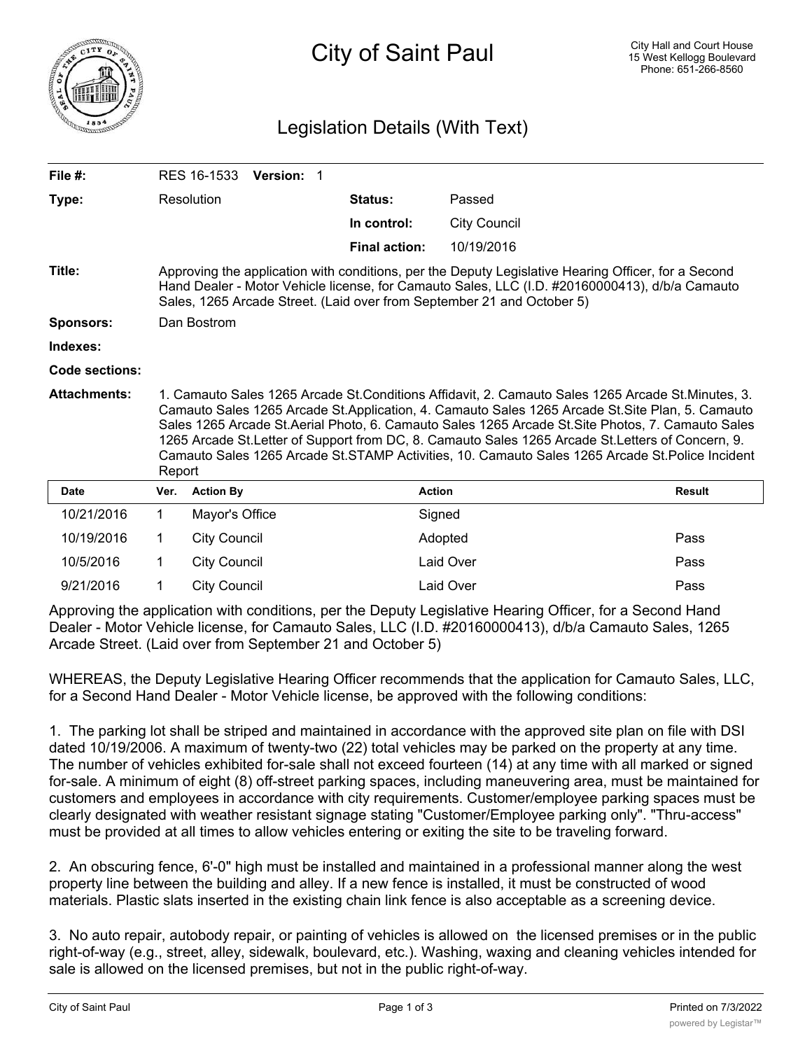# City of Saint Paul

City Hall and Court House
15 West Kellogg Boulevard
Phone: 651-266-8560

## Legislation Details (With Text)

| | | | |
|---|---|---|---|
| **File #:** | RES 16-1533 **Version:** 1 | | |
| **Type:** | Resolution | **Status:** | Passed |
| | | **In control:** | City Council |
| | | **Final action:** | 10/19/2016 |

**Title:** Approving the application with conditions, per the Deputy Legislative Hearing Officer, for a Second Hand Dealer - Motor Vehicle license, for Camauto Sales, LLC (I.D. #20160000413), d/b/a Camauto Sales, 1265 Arcade Street. (Laid over from September 21 and October 5)

**Sponsors:** Dan Bostrom

**Indexes:**

**Code sections:**

**Attachments:** 1. Camauto Sales 1265 Arcade St.Conditions Affidavit, 2. Camauto Sales 1265 Arcade St.Minutes, 3. Camauto Sales 1265 Arcade St.Application, 4. Camauto Sales 1265 Arcade St.Site Plan, 5. Camauto Sales 1265 Arcade St.Aerial Photo, 6. Camauto Sales 1265 Arcade St.Site Photos, 7. Camauto Sales 1265 Arcade St.Letter of Support from DC, 8. Camauto Sales 1265 Arcade St.Letters of Concern, 9. Camauto Sales 1265 Arcade St.STAMP Activities, 10. Camauto Sales 1265 Arcade St.Police Incident Report

| Date | Ver. | Action By | Action | Result |
|---|---|---|---|---|
| 10/21/2016 | 1 | Mayor's Office | Signed | |
| 10/19/2016 | 1 | City Council | Adopted | Pass |
| 10/5/2016 | 1 | City Council | Laid Over | Pass |
| 9/21/2016 | 1 | City Council | Laid Over | Pass |

Approving the application with conditions, per the Deputy Legislative Hearing Officer, for a Second Hand Dealer - Motor Vehicle license, for Camauto Sales, LLC (I.D. #20160000413), d/b/a Camauto Sales, 1265 Arcade Street. (Laid over from September 21 and October 5)

WHEREAS, the Deputy Legislative Hearing Officer recommends that the application for Camauto Sales, LLC, for a Second Hand Dealer - Motor Vehicle license, be approved with the following conditions:

1. The parking lot shall be striped and maintained in accordance with the approved site plan on file with DSI dated 10/19/2006. A maximum of twenty-two (22) total vehicles may be parked on the property at any time. The number of vehicles exhibited for-sale shall not exceed fourteen (14) at any time with all marked or signed for-sale. A minimum of eight (8) off-street parking spaces, including maneuvering area, must be maintained for customers and employees in accordance with city requirements. Customer/employee parking spaces must be clearly designated with weather resistant signage stating "Customer/Employee parking only". "Thru-access" must be provided at all times to allow vehicles entering or exiting the site to be traveling forward.

2. An obscuring fence, 6'-0" high must be installed and maintained in a professional manner along the west property line between the building and alley. If a new fence is installed, it must be constructed of wood materials. Plastic slats inserted in the existing chain link fence is also acceptable as a screening device.

3. No auto repair, autobody repair, or painting of vehicles is allowed on the licensed premises or in the public right-of-way (e.g., street, alley, sidewalk, boulevard, etc.). Washing, waxing and cleaning vehicles intended for sale is allowed on the licensed premises, but not in the public right-of-way.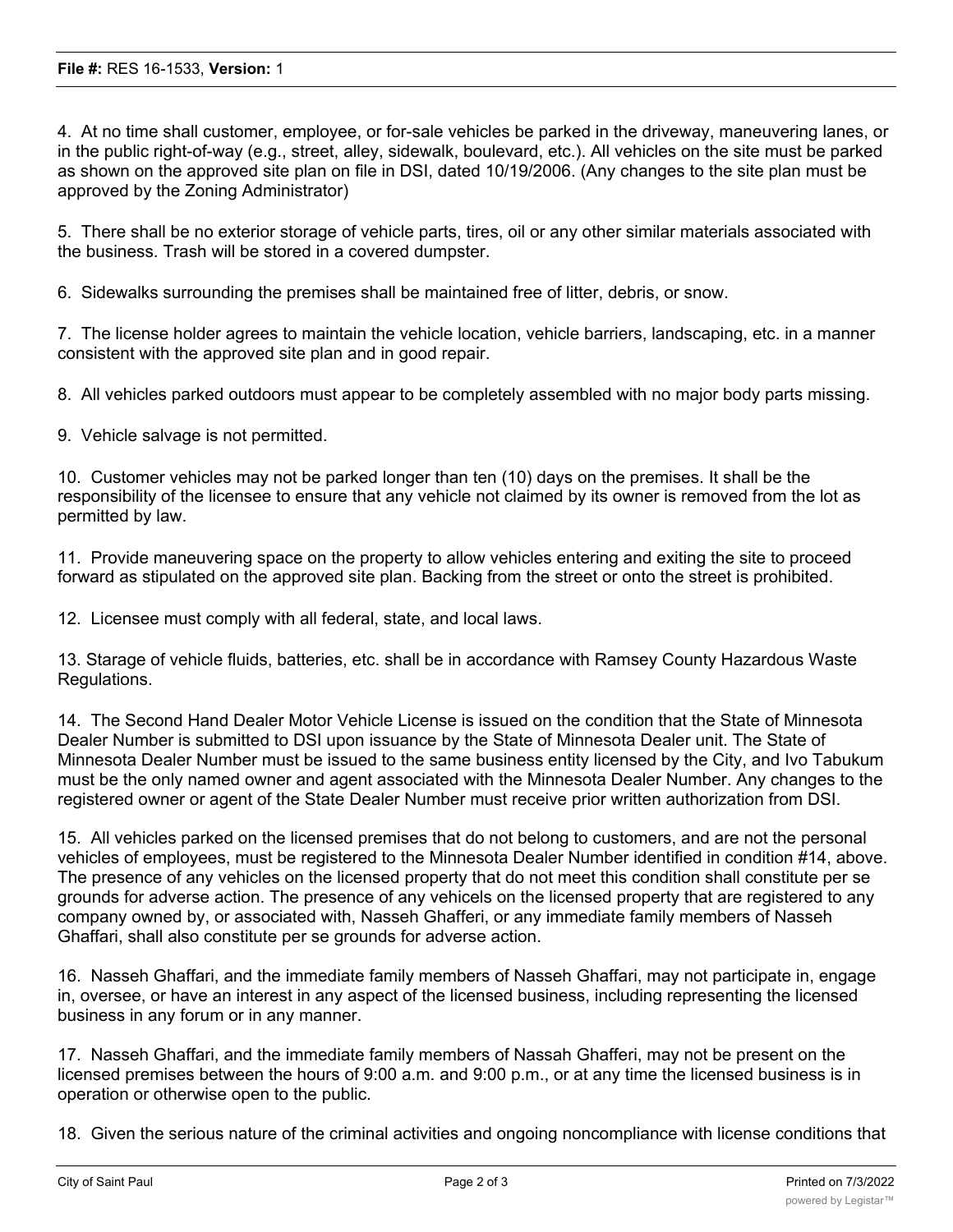4. At no time shall customer, employee, or for-sale vehicles be parked in the driveway, maneuvering lanes, or in the public right-of-way (e.g., street, alley, sidewalk, boulevard, etc.). All vehicles on the site must be parked as shown on the approved site plan on file in DSI, dated 10/19/2006. (Any changes to the site plan must be approved by the Zoning Administrator)

5. There shall be no exterior storage of vehicle parts, tires, oil or any other similar materials associated with the business. Trash will be stored in a covered dumpster.

6. Sidewalks surrounding the premises shall be maintained free of litter, debris, or snow.

7. The license holder agrees to maintain the vehicle location, vehicle barriers, landscaping, etc. in a manner consistent with the approved site plan and in good repair.

8. All vehicles parked outdoors must appear to be completely assembled with no major body parts missing.

9. Vehicle salvage is not permitted.

10. Customer vehicles may not be parked longer than ten (10) days on the premises. It shall be the responsibility of the licensee to ensure that any vehicle not claimed by its owner is removed from the lot as permitted by law.

11. Provide maneuvering space on the property to allow vehicles entering and exiting the site to proceed forward as stipulated on the approved site plan. Backing from the street or onto the street is prohibited.

12. Licensee must comply with all federal, state, and local laws.

13. Starage of vehicle fluids, batteries, etc. shall be in accordance with Ramsey County Hazardous Waste Regulations.

14. The Second Hand Dealer Motor Vehicle License is issued on the condition that the State of Minnesota Dealer Number is submitted to DSI upon issuance by the State of Minnesota Dealer unit. The State of Minnesota Dealer Number must be issued to the same business entity licensed by the City, and Ivo Tabukum must be the only named owner and agent associated with the Minnesota Dealer Number. Any changes to the registered owner or agent of the State Dealer Number must receive prior written authorization from DSI.

15. All vehicles parked on the licensed premises that do not belong to customers, and are not the personal vehicles of employees, must be registered to the Minnesota Dealer Number identified in condition #14, above. The presence of any vehicles on the licensed property that do not meet this condition shall constitute per se grounds for adverse action. The presence of any vehicels on the licensed property that are registered to any company owned by, or associated with, Nasseh Ghafferi, or any immediate family members of Nasseh Ghaffari, shall also constitute per se grounds for adverse action.

16. Nasseh Ghaffari, and the immediate family members of Nasseh Ghaffari, may not participate in, engage in, oversee, or have an interest in any aspect of the licensed business, including representing the licensed business in any forum or in any manner.

17. Nasseh Ghaffari, and the immediate family members of Nassah Ghafferi, may not be present on the licensed premises between the hours of 9:00 a.m. and 9:00 p.m., or at any time the licensed business is in operation or otherwise open to the public.

18. Given the serious nature of the criminal activities and ongoing noncompliance with license conditions that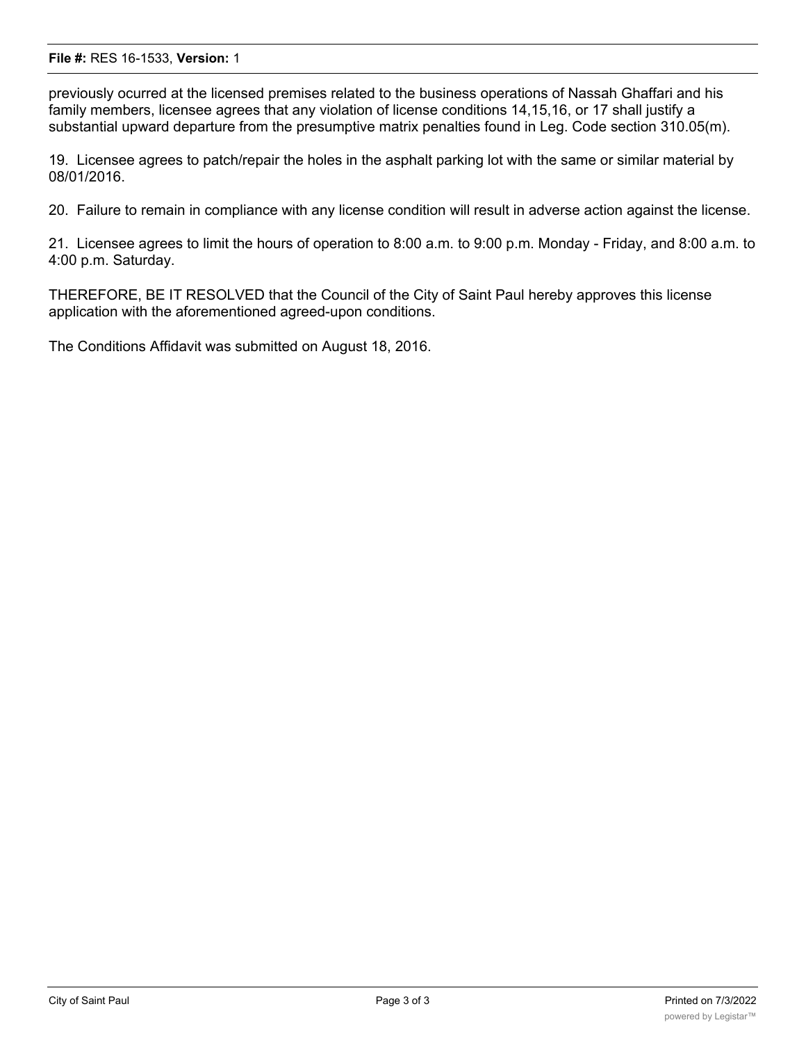previously ocurred at the licensed premises related to the business operations of Nassah Ghaffari and his family members, licensee agrees that any violation of license conditions 14,15,16, or 17 shall justify a substantial upward departure from the presumptive matrix penalties found in Leg. Code section 310.05(m).

19. Licensee agrees to patch/repair the holes in the asphalt parking lot with the same or similar material by 08/01/2016.

20. Failure to remain in compliance with any license condition will result in adverse action against the license.

21. Licensee agrees to limit the hours of operation to 8:00 a.m. to 9:00 p.m. Monday - Friday, and 8:00 a.m. to 4:00 p.m. Saturday.

THEREFORE, BE IT RESOLVED that the Council of the City of Saint Paul hereby approves this license application with the aforementioned agreed-upon conditions.

The Conditions Affidavit was submitted on August 18, 2016.